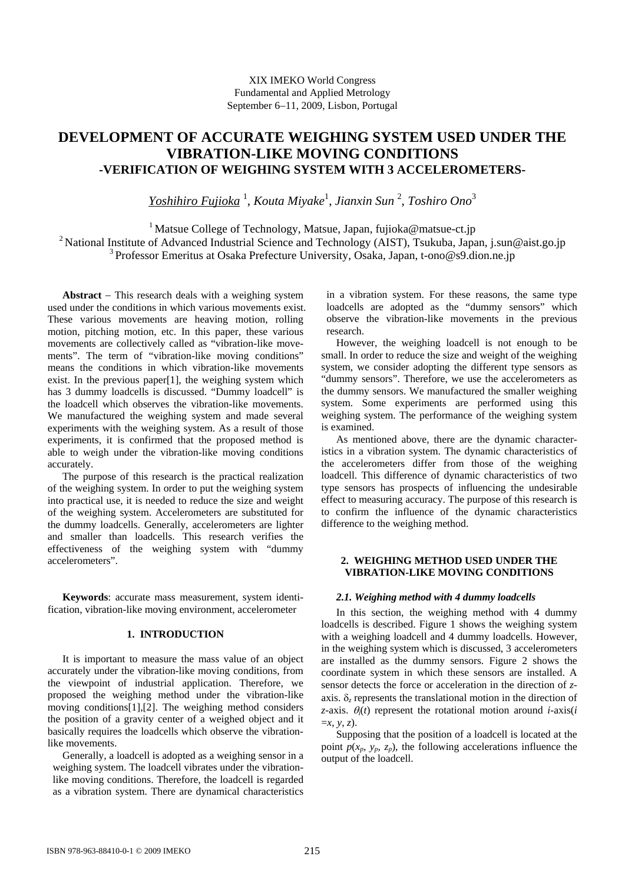XIX IMEKO World Congress
Fundamental and Applied Metrology
September 6–11, 2009, Lisbon, Portugal

# DEVELOPMENT OF ACCURATE WEIGHING SYSTEM USED UNDER THE VIBRATION-LIKE MOVING CONDITIONS
## -VERIFICATION OF WEIGHING SYSTEM WITH 3 ACCELEROMETERS-

*Yoshihiro Fujioka* [1], *Kouta Miyake*[1], *Jianxin Sun* [2], *Toshiro Ono*[3]

[1] Matsue College of Technology, Matsue, Japan, fujioka@matsue-ct.jp
[2] National Institute of Advanced Industrial Science and Technology (AIST), Tsukuba, Japan, j.sun@aist.go.jp
[3] Professor Emeritus at Osaka Prefecture University, Osaka, Japan, t-ono@s9.dion.ne.jp

**Abstract** – This research deals with a weighing system used under the conditions in which various movements exist. These various movements are heaving motion, rolling motion, pitching motion, etc. In this paper, these various movements are collectively called as "vibration-like movements". The term of "vibration-like moving conditions" means the conditions in which vibration-like movements exist. In the previous paper[1], the weighing system which has 3 dummy loadcells is discussed. "Dummy loadcell" is the loadcell which observes the vibration-like movements. We manufactured the weighing system and made several experiments with the weighing system. As a result of those experiments, it is confirmed that the proposed method is able to weigh under the vibration-like moving conditions accurately.

The purpose of this research is the practical realization of the weighing system. In order to put the weighing system into practical use, it is needed to reduce the size and weight of the weighing system. Accelerometers are substituted for the dummy loadcells. Generally, accelerometers are lighter and smaller than loadcells. This research verifies the effectiveness of the weighing system with "dummy accelerometers".

**Keywords**: accurate mass measurement, system identification, vibration-like moving environment, accelerometer

## 1. INTRODUCTION

It is important to measure the mass value of an object accurately under the vibration-like moving conditions, from the viewpoint of industrial application. Therefore, we proposed the weighing method under the vibration-like moving conditions[1],[2]. The weighing method considers the position of a gravity center of a weighed object and it basically requires the loadcells which observe the vibration-like movements.

Generally, a loadcell is adopted as a weighing sensor in a weighing system. The loadcell vibrates under the vibration-like moving conditions. Therefore, the loadcell is regarded as a vibration system. There are dynamical characteristics in a vibration system. For these reasons, the same type loadcells are adopted as the "dummy sensors" which observe the vibration-like movements in the previous research.

However, the weighing loadcell is not enough to be small. In order to reduce the size and weight of the weighing system, we consider adopting the different type sensors as "dummy sensors". Therefore, we use the accelerometers as the dummy sensors. We manufactured the smaller weighing system. Some experiments are performed using this weighing system. The performance of the weighing system is examined.

As mentioned above, there are the dynamic characteristics in a vibration system. The dynamic characteristics of the accelerometers differ from those of the weighing loadcell. This difference of dynamic characteristics of two type sensors has prospects of influencing the undesirable effect to measuring accuracy. The purpose of this research is to confirm the influence of the dynamic characteristics difference to the weighing method.

## 2. WEIGHING METHOD USED UNDER THE VIBRATION-LIKE MOVING CONDITIONS

### *2.1. Weighing method with 4 dummy loadcells*

In this section, the weighing method with 4 dummy loadcells is described. Figure 1 shows the weighing system with a weighing loadcell and 4 dummy loadcells. However, in the weighing system which is discussed, 3 accelerometers are installed as the dummy sensors. Figure 2 shows the coordinate system in which these sensors are installed. A sensor detects the force or acceleration in the direction of *z*-axis. $\delta_z$ represents the translational motion in the direction of *z*-axis. $\theta_i(t)$ represent the rotational motion around *i*-axis($i = x, y, z$).

Supposing that the position of a loadcell is located at the point $p(x_p, y_p, z_p)$, the following accelerations influence the output of the loadcell.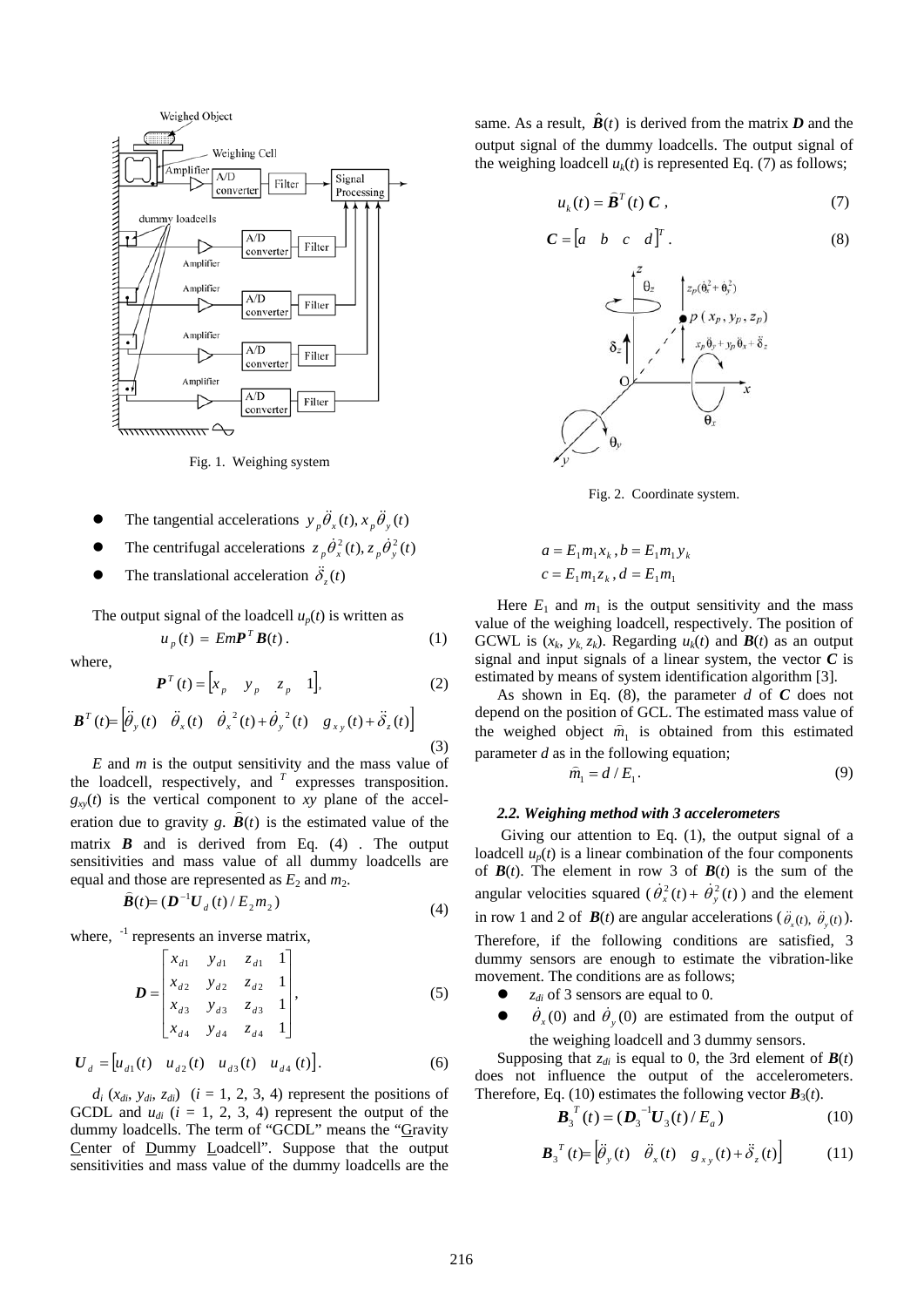Fig. 1. Weighing system

- The tangential accelerations $y_p\ddot{\theta}_x(t), x_p\ddot{\theta}_y(t)$
- The centrifugal accelerations $z_p\dot{\theta}_x^2(t), z_p\dot{\theta}_y^2(t)$
- The translational acceleration $\ddot{\delta}_z(t)$

The output signal of the loadcell $u_p(t)$ is written as

$$u_p(t) = Em\boldsymbol{P}^T\boldsymbol{B}(t)\,. \tag{1}$$

where,

$$\boldsymbol{P}^T(t) = \begin{bmatrix} x_p & y_p & z_p & 1 \end{bmatrix}, \tag{2}$$

$$\boldsymbol{B}^T(t) = \begin{bmatrix} \ddot{\theta}_y(t) & \ddot{\theta}_x(t) & \dot{\theta}_x^{\,2}(t)+\dot{\theta}_y^{\,2}(t) & g_{xy}(t)+\ddot{\delta}_z(t) \end{bmatrix} \tag{3}$$

$E$ and $m$ is the output sensitivity and the mass value of the loadcell, respectively, and $^T$ expresses transposition. $g_{xy}(t)$ is the vertical component to $xy$ plane of the acceleration due to gravity $g$. $\hat{\boldsymbol{B}}(t)$ is the estimated value of the matrix $\boldsymbol{B}$ and is derived from Eq. (4) . The output sensitivities and mass value of all dummy loadcells are equal and those are represented as $E_2$ and $m_2$.

$$\hat{\boldsymbol{B}}(t) = (\boldsymbol{D}^{-1}\boldsymbol{U}_d(t)/E_2m_2) \tag{4}$$

where, $^{-1}$ represents an inverse matrix,

$$\boldsymbol{D} = \begin{bmatrix} x_{d1} & y_{d1} & z_{d1} & 1 \\ x_{d2} & y_{d2} & z_{d2} & 1 \\ x_{d3} & y_{d3} & z_{d3} & 1 \\ x_{d4} & y_{d4} & z_{d4} & 1 \end{bmatrix}, \tag{5}$$

$$\boldsymbol{U}_d = \begin{bmatrix} u_{d1}(t) & u_{d2}(t) & u_{d3}(t) & u_{d4}(t) \end{bmatrix}. \tag{6}$$

$d_i$ ($x_{di}$, $y_{di}$, $z_{di}$) ($i$ = 1, 2, 3, 4) represent the positions of GCDL and $u_{di}$ ($i$ = 1, 2, 3, 4) represent the output of the dummy loadcells. The term of "GCDL" means the "Gravity Center of Dummy Loadcell". Suppose that the output sensitivities and mass value of the dummy loadcells are the same. As a result, $\hat{\boldsymbol{B}}(t)$ is derived from the matrix $\boldsymbol{D}$ and the output signal of the dummy loadcells. The output signal of the weighing loadcell $u_k(t)$ is represented Eq. (7) as follows;

$$u_k(t) = \hat{\boldsymbol{B}}^T(t)\,\boldsymbol{C}\,, \tag{7}$$

$$\boldsymbol{C} = \begin{bmatrix} a & b & c & d \end{bmatrix}^T. \tag{8}$$

Fig. 2. Coordinate system.

$$a = E_1m_1x_k\,, b = E_1m_1y_k$$
$$c = E_1m_1z_k\,, d = E_1m_1$$

Here $E_1$ and $m_1$ is the output sensitivity and the mass value of the weighing loadcell, respectively. The position of GCWL is ($x_k$, $y_k$, $z_k$). Regarding $u_k(t)$ and $\boldsymbol{B}(t)$ as an output signal and input signals of a linear system, the vector $\boldsymbol{C}$ is estimated by means of system identification algorithm [3].

As shown in Eq. (8), the parameter $d$ of $\boldsymbol{C}$ does not depend on the position of GCL. The estimated mass value of the weighed object $\hat{m}_1$ is obtained from this estimated parameter $d$ as in the following equation;

$$\hat{m}_1 = d / E_1\,. \tag{9}$$

### 2.2. Weighing method with 3 accelerometers

Giving our attention to Eq. (1), the output signal of a loadcell $u_p(t)$ is a linear combination of the four components of $\boldsymbol{B}(t)$. The element in row 3 of $\boldsymbol{B}(t)$ is the sum of the angular velocities squared ($\dot{\theta}_x^2(t)+\dot{\theta}_y^2(t)$) and the element in row 1 and 2 of $\boldsymbol{B}(t)$ are angular accelerations ($\ddot{\theta}_x(t), \ddot{\theta}_y(t)$). Therefore, if the following conditions are satisfied, 3 dummy sensors are enough to estimate the vibration-like movement. The conditions are as follows;

- $z_{di}$ of 3 sensors are equal to 0.
- $\dot{\theta}_x(0)$ and $\dot{\theta}_y(0)$ are estimated from the output of the weighing loadcell and 3 dummy sensors.

Supposing that $z_{di}$ is equal to 0, the 3rd element of $\boldsymbol{B}(t)$ does not influence the output of the accelerometers. Therefore, Eq. (10) estimates the following vector $\boldsymbol{B}_3(t)$.

$$\boldsymbol{B}_3^{\,T}(t) = (\boldsymbol{D}_3^{\,-1}\boldsymbol{U}_3(t)/E_a) \tag{10}$$

$$\boldsymbol{B}_3^{\,T}(t) = \begin{bmatrix} \ddot{\theta}_y(t) & \ddot{\theta}_x(t) & g_{xy}(t)+\ddot{\delta}_z(t) \end{bmatrix} \tag{11}$$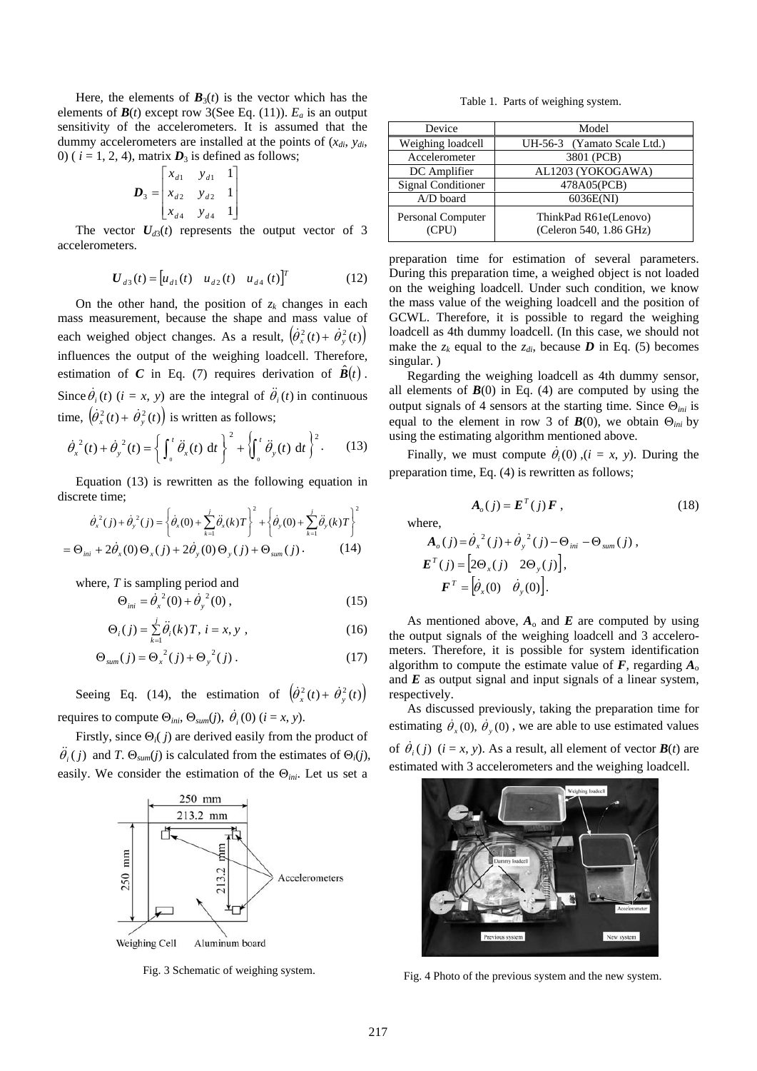Here, the elements of $\boldsymbol{B}_3(t)$ is the vector which has the elements of $\boldsymbol{B}(t)$ except row 3(See Eq. (11)). $E_a$ is an output sensitivity of the accelerometers. It is assumed that the dummy accelerometers are installed at the points of ($x_{di}$, $y_{di}$, 0) ( $i$ = 1, 2, 4), matrix $\boldsymbol{D}_3$ is defined as follows;

$$\boldsymbol{D}_3 = \begin{bmatrix} x_{d1} & y_{d1} & 1 \\ x_{d2} & y_{d2} & 1 \\ x_{d4} & y_{d4} & 1 \end{bmatrix}$$

The vector $\boldsymbol{U}_{d3}(t)$ represents the output vector of 3 accelerometers.

$$\boldsymbol{U}_{d3}(t) = \begin{bmatrix} u_{d1}(t) & u_{d2}(t) & u_{d4}(t) \end{bmatrix}^T \tag{12}$$

On the other hand, the position of $z_k$ changes in each mass measurement, because the shape and mass value of each weighed object changes. As a result, $\left(\dot{\theta}_x^2(t) + \dot{\theta}_y^2(t)\right)$ influences the output of the weighing loadcell. Therefore, estimation of $\boldsymbol{C}$ in Eq. (7) requires derivation of $\hat{\boldsymbol{B}}(t)$. Since $\dot{\theta}_i(t)$ ($i$ = $x$, $y$) are the integral of $\ddot{\theta}_i(t)$ in continuous time, $\left(\dot{\theta}_x^2(t) + \dot{\theta}_y^2(t)\right)$ is written as follows;

$$\dot{\theta}_x^{\,2}(t) + \dot{\theta}_y^{\,2}(t) = \left\{ \int_0^t \ddot{\theta}_x(t)\,\mathrm{d}t \right\}^2 + \left\{ \int_0^t \ddot{\theta}_y(t)\,\mathrm{d}t \right\}^2. \tag{13}$$

Equation (13) is rewritten as the following equation in discrete time;

$$\begin{aligned} \dot{\theta}_x^{\,2}(j) + \dot{\theta}_y^{\,2}(j) &= \left\{ \dot{\theta}_x(0) + \sum_{k=1}^{j} \ddot{\theta}_x(k)T \right\}^2 + \left\{ \dot{\theta}_y(0) + \sum_{k=1}^{j} \ddot{\theta}_y(k)T \right\}^2 \\ &= \Theta_{ini} + 2\dot{\theta}_x(0)\,\Theta_x(j) + 2\dot{\theta}_y(0)\,\Theta_y(j) + \Theta_{sum}(j). \end{aligned} \tag{14}$$

where, $T$ is sampling period and

$$\Theta_{ini} = \dot{\theta}_x^{\,2}(0) + \dot{\theta}_y^{\,2}(0), \tag{15}$$

$$\Theta_i(j) = \sum_{k=1}^{j} \ddot{\theta}_i(k)T, \; i = x, y, \tag{16}$$

$$\Theta_{sum}(j) = \Theta_x^{\,2}(j) + \Theta_y^{\,2}(j). \tag{17}$$

Seeing Eq. (14), the estimation of $\left(\dot{\theta}_x^2(t) + \dot{\theta}_y^2(t)\right)$ requires to compute $\Theta_{ini}$, $\Theta_{sum}(j)$, $\dot{\theta}_i(0)$ ($i$ = $x$, $y$).

Firstly, since $\Theta_i(j)$ are derived easily from the product of $\ddot{\theta}_i(j)$ and $T$. $\Theta_{sum}(j)$ is calculated from the estimates of $\Theta_i(j)$, easily. We consider the estimation of the $\Theta_{ini}$. Let us set a preparation time for estimation of several parameters. During this preparation time, a weighed object is not loaded on the weighing loadcell. Under such condition, we know the mass value of the weighing loadcell and the position of GCWL. Therefore, it is possible to regard the weighing loadcell as 4th dummy loadcell. (In this case, we should not make the $z_k$ equal to the $z_{di}$, because $\boldsymbol{D}$ in Eq. (5) becomes singular. )

Regarding the weighing loadcell as 4th dummy sensor, all elements of $\boldsymbol{B}(0)$ in Eq. (4) are computed by using the output signals of 4 sensors at the starting time. Since $\Theta_{ini}$ is equal to the element in row 3 of $\boldsymbol{B}(0)$, we obtain $\Theta_{ini}$ by using the estimating algorithm mentioned above.

Finally, we must compute $\dot{\theta}_i(0)$ ,($i$ = $x$, $y$). During the preparation time, Eq. (4) is rewritten as follows;

$$\boldsymbol{A}_o(j) = \boldsymbol{E}^T(j)\,\boldsymbol{F}, \tag{18}$$

where,

$$\boldsymbol{A}_o(j) = \dot{\theta}_x^{\,2}(j) + \dot{\theta}_y^{\,2}(j) - \Theta_{ini} - \Theta_{sum}(j),$$

$$\boldsymbol{E}^T(j) = \begin{bmatrix} 2\Theta_x(j) & 2\Theta_y(j) \end{bmatrix},$$

$$\boldsymbol{F}^T = \begin{bmatrix} \dot{\theta}_x(0) & \dot{\theta}_y(0) \end{bmatrix}.$$

As mentioned above, $\boldsymbol{A}_o$ and $\boldsymbol{E}$ are computed by using the output signals of the weighing loadcell and 3 accelerometers. Therefore, it is possible for system identification algorithm to compute the estimate value of $\boldsymbol{F}$, regarding $\boldsymbol{A}_o$ and $\boldsymbol{E}$ as output signal and input signals of a linear system, respectively.

As discussed previously, taking the preparation time for estimating $\dot{\theta}_x(0)$, $\dot{\theta}_y(0)$, we are able to use estimated values of $\dot{\theta}_i(j)$ ($i$ = $x$, $y$). As a result, all element of vector $\boldsymbol{B}(t)$ are estimated with 3 accelerometers and the weighing loadcell.

Table 1. Parts of weighing system.

| Device | Model |
|---|---|
| Weighing loadcell | UH-56-3 (Yamato Scale Ltd.) |
| Accelerometer | 3801 (PCB) |
| DC Amplifier | AL1203 (YOKOGAWA) |
| Signal Conditioner | 478A05(PCB) |
| A/D board | 6036E(NI) |
| Personal Computer (CPU) | ThinkPad R61e(Lenovo) (Celeron 540, 1.86 GHz) |

Fig. 3 Schematic of weighing system.

Fig. 4 Photo of the previous system and the new system.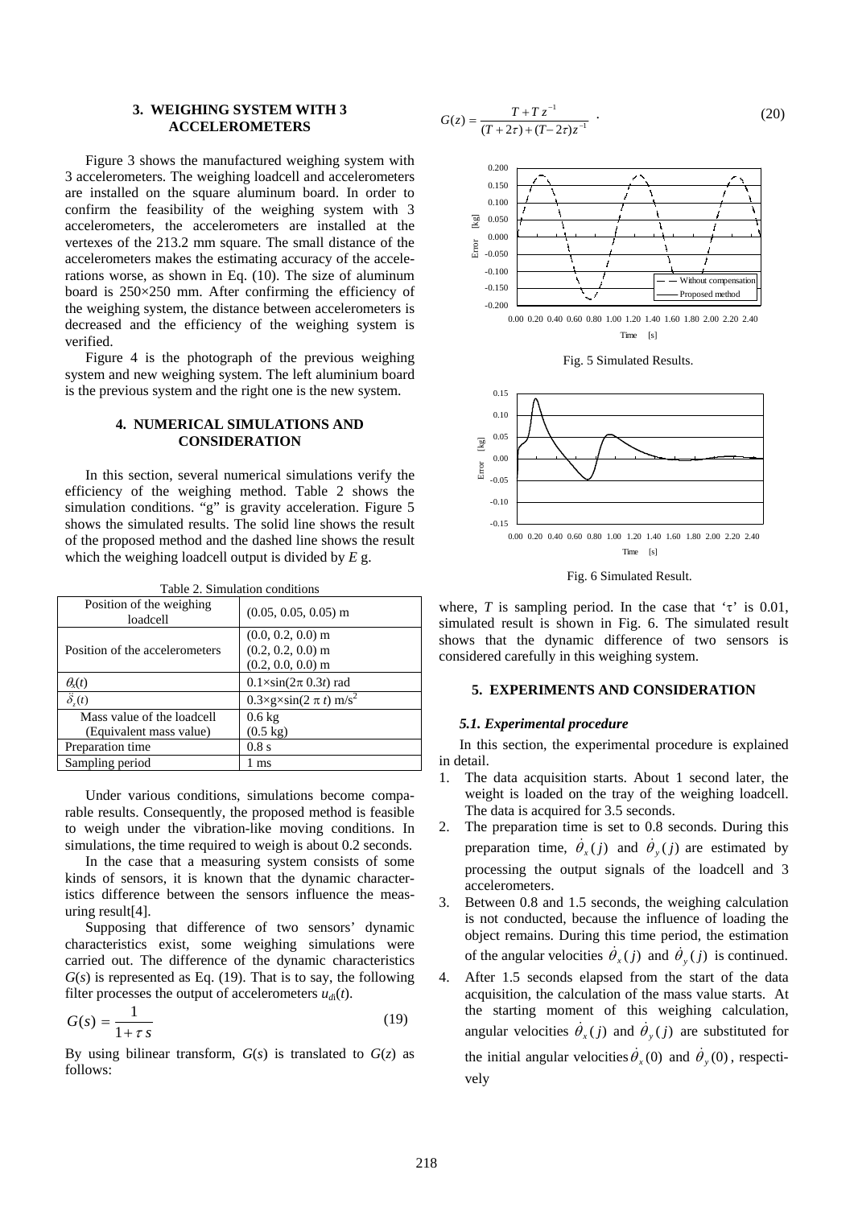## 3. WEIGHING SYSTEM WITH 3 ACCELEROMETERS

Figure 3 shows the manufactured weighing system with 3 accelerometers. The weighing loadcell and accelerometers are installed on the square aluminum board. In order to confirm the feasibility of the weighing system with 3 accelerometers, the accelerometers are installed at the vertexes of the 213.2 mm square. The small distance of the accelerometers makes the estimating accuracy of the accelerations worse, as shown in Eq. (10). The size of aluminum board is 250×250 mm. After confirming the efficiency of the weighing system, the distance between accelerometers is decreased and the efficiency of the weighing system is verified.

Figure 4 is the photograph of the previous weighing system and new weighing system. The left aluminium board is the previous system and the right one is the new system.

## 4. NUMERICAL SIMULATIONS AND CONSIDERATION

In this section, several numerical simulations verify the efficiency of the weighing method. Table 2 shows the simulation conditions. "g" is gravity acceleration. Figure 5 shows the simulated results. The solid line shows the result of the proposed method and the dashed line shows the result which the weighing loadcell output is divided by *E* g.

Table 2. Simulation conditions

| Position of the weighing loadcell | (0.05, 0.05, 0.05) m |
|---|---|
| Position of the accelerometers | (0.0, 0.2, 0.0) m<br>(0.2, 0.2, 0.0) m<br>(0.2, 0.0, 0.0) m |
| $\theta_x(t)$ | $0.1\times\sin(2\pi\, 0.3t)$ rad |
| $\ddot{\delta}_z(t)$ | $0.3\times g\times\sin(2\pi\, t)$ m/s$^2$ |
| Mass value of the loadcell (Equivalent mass value) | 0.6 kg (0.5 kg) |
| Preparation time | 0.8 s |
| Sampling period | 1 ms |

Under various conditions, simulations become comparable results. Consequently, the proposed method is feasible to weigh under the vibration-like moving conditions. In simulations, the time required to weigh is about 0.2 seconds.

In the case that a measuring system consists of some kinds of sensors, it is known that the dynamic characteristics difference between the sensors influence the measuring result[4].

Supposing that difference of two sensors' dynamic characteristics exist, some weighing simulations were carried out. The difference of the dynamic characteristics $G(s)$ is represented as Eq. (19). That is to say, the following filter processes the output of accelerometers $u_{di}(t)$.

$$G(s) = \frac{1}{1+\tau s} \tag{19}$$

By using bilinear transform, $G(s)$ is translated to $G(z)$ as follows:

$$G(z) = \frac{T + T z^{-1}}{(T+2\tau)+(T-2\tau)z^{-1}} \quad . \tag{20}$$

Fig. 5 Simulated Results.

Fig. 6 Simulated Result.

where, $T$ is sampling period. In the case that '$\tau$' is 0.01, simulated result is shown in Fig. 6. The simulated result shows that the dynamic difference of two sensors is considered carefully in this weighing system.

## 5. EXPERIMENTS AND CONSIDERATION

### *5.1. Experimental procedure*

In this section, the experimental procedure is explained in detail.

1. The data acquisition starts. About 1 second later, the weight is loaded on the tray of the weighing loadcell. The data is acquired for 3.5 seconds.
2. The preparation time is set to 0.8 seconds. During this preparation time, $\dot{\theta}_x(j)$ and $\dot{\theta}_y(j)$ are estimated by processing the output signals of the loadcell and 3 accelerometers.
3. Between 0.8 and 1.5 seconds, the weighing calculation is not conducted, because the influence of loading the object remains. During this time period, the estimation of the angular velocities $\dot{\theta}_x(j)$ and $\dot{\theta}_y(j)$ is continued.
4. After 1.5 seconds elapsed from the start of the data acquisition, the calculation of the mass value starts. At the starting moment of this weighing calculation, angular velocities $\dot{\theta}_x(j)$ and $\dot{\theta}_y(j)$ are substituted for the initial angular velocities $\dot{\theta}_x(0)$ and $\dot{\theta}_y(0)$, respectively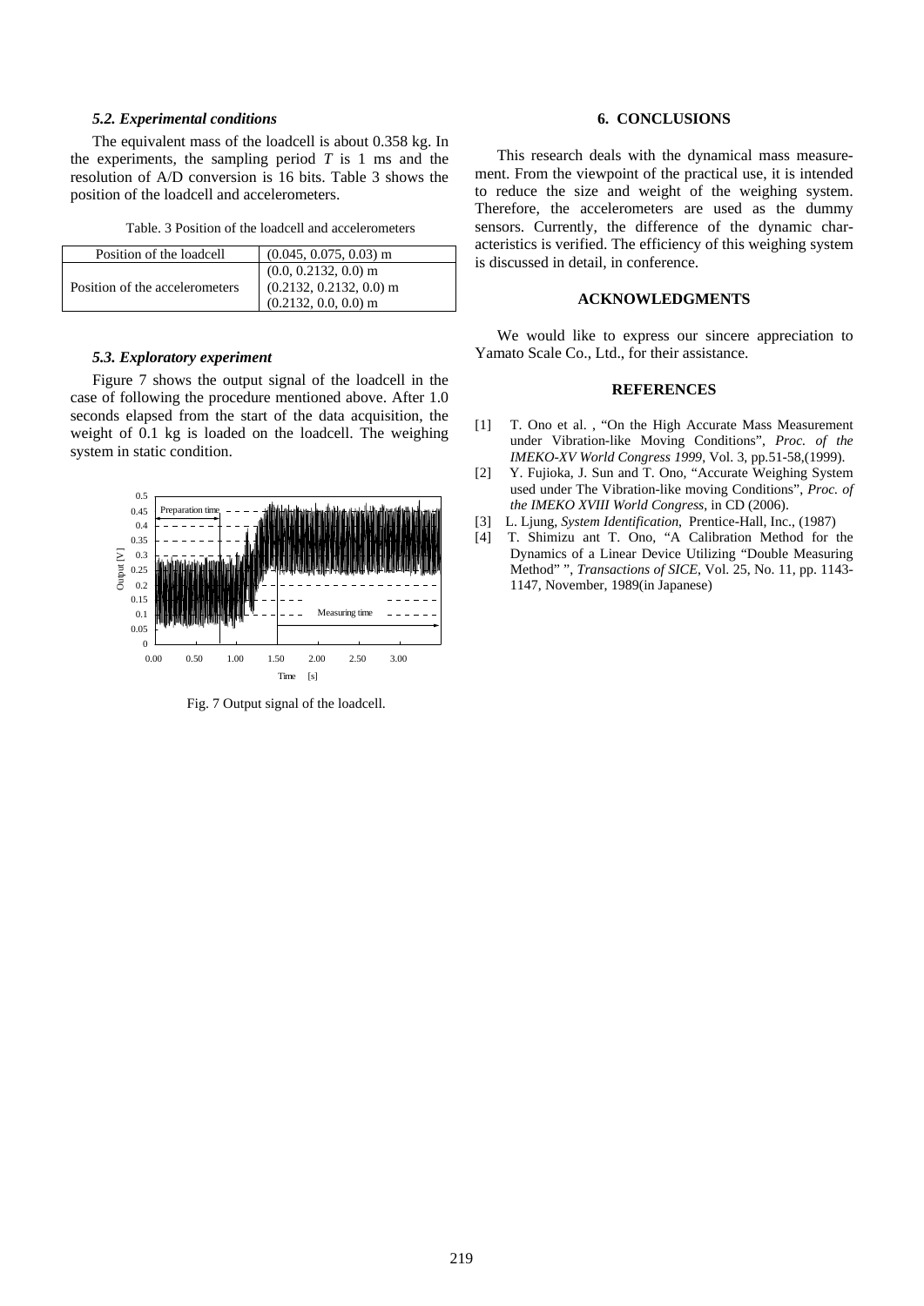### *5.2. Experimental conditions*

The equivalent mass of the loadcell is about 0.358 kg. In the experiments, the sampling period $T$ is 1 ms and the resolution of A/D conversion is 16 bits. Table 3 shows the position of the loadcell and accelerometers.

Table. 3 Position of the loadcell and accelerometers

| | |
|---|---|
| Position of the loadcell | (0.045, 0.075, 0.03) m |
| Position of the accelerometers | (0.0, 0.2132, 0.0) m<br>(0.2132, 0.2132, 0.0) m<br>(0.2132, 0.0, 0.0) m |

### *5.3. Exploratory experiment*

Figure 7 shows the output signal of the loadcell in the case of following the procedure mentioned above. After 1.0 seconds elapsed from the start of the data acquisition, the weight of 0.1 kg is loaded on the loadcell. The weighing system in static condition.

0.5
0.45
0.4
0.35
0.3
0.25
0.2
0.15
0.1
0.05
0

Output [V]

Preparation time

Measuring time

0.00
0.50
1.00
1.50
2.00
2.50
3.00

Time [s]

Fig. 7 Output signal of the loadcell.

## 6. CONCLUSIONS

This research deals with the dynamical mass measurement. From the viewpoint of the practical use, it is intended to reduce the size and weight of the weighing system. Therefore, the accelerometers are used as the dummy sensors. Currently, the difference of the dynamic characteristics is verified. The efficiency of this weighing system is discussed in detail, in conference.

## ACKNOWLEDGMENTS

We would like to express our sincere appreciation to Yamato Scale Co., Ltd., for their assistance.

## REFERENCES

[1] T. Ono et al. , "On the High Accurate Mass Measurement under Vibration-like Moving Conditions", *Proc. of the IMEKO-XV World Congress 1999*, Vol. 3, pp.51-58,(1999).

[2] Y. Fujioka, J. Sun and T. Ono, "Accurate Weighing System used under The Vibration-like moving Conditions", *Proc. of the IMEKO XVIII World Congress*, in CD (2006).

[3] L. Ljung, *System Identification*, Prentice-Hall, Inc., (1987)

[4] T. Shimizu ant T. Ono, "A Calibration Method for the Dynamics of a Linear Device Utilizing "Double Measuring Method" ", *Transactions of SICE*, Vol. 25, No. 11, pp. 1143-1147, November, 1989(in Japanese)